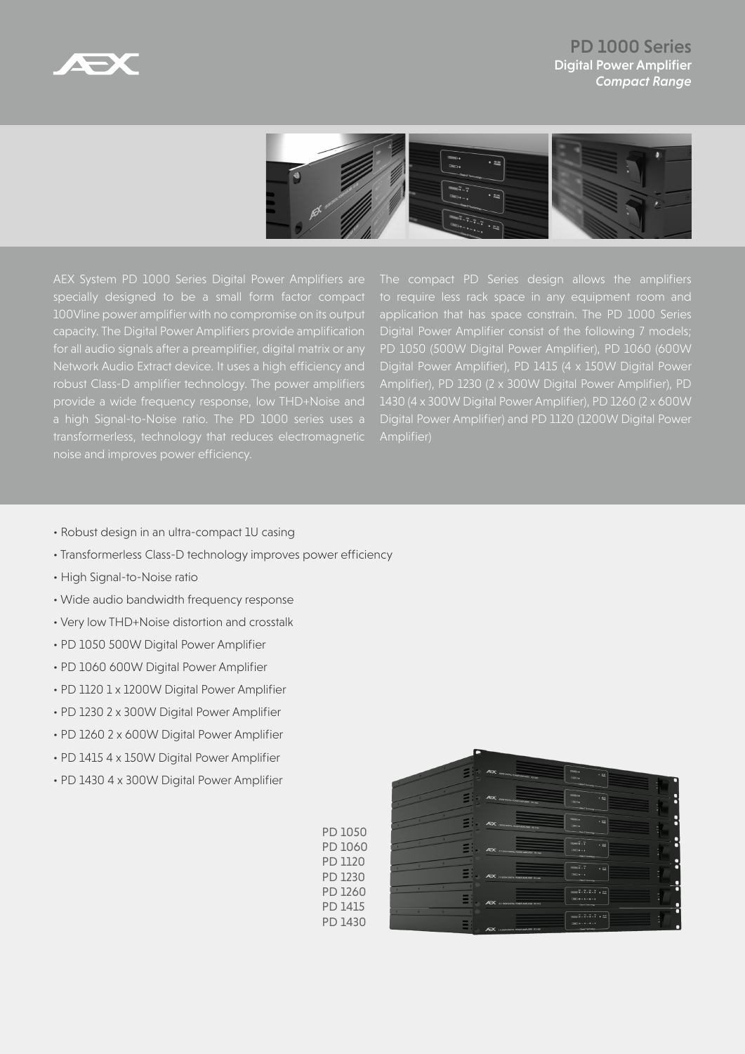# PD 1000 Series

## Digital Power Amplifier

*Compact Range*

AEX System PD 1000 Series Digital Power Amplifiers are specially designed to be a small form factor compact 100Vline power amplifier with no compromise on its output capacity. The Digital Power Amplifiers provide amplification for all audio signals after a preamplifier, digital matrix or any Network Audio Extract device. It uses a high efficiency and robust Class-D amplifier technology. The power amplifiers provide a wide frequency response, low THD+Noise and a high Signal-to-Noise ratio. The PD 1000 series uses a transformerless, technology that reduces electromagnetic noise and improves power efficiency.

The compact PD Series design allows the amplifiers to require less rack space in any equipment room and application that has space constrain. The PD 1000 Series Digital Power Amplifier consist of the following 7 models; PD 1050 (500W Digital Power Amplifier), PD 1060 (600W Digital Power Amplifier), PD 1415 (4 x 150W Digital Power Amplifier), PD 1230 (2 x 300W Digital Power Amplifier), PD 1430 (4 x 300W Digital Power Amplifier), PD 1260 (2 x 600W Digital Power Amplifier) and PD 1120 (1200W Digital Power Amplifier)

- Robust design in an ultra-compact 1U casing
- Transformerless Class-D technology improves power efficiency
- High Signal-to-Noise ratio
- Wide audio bandwidth frequency response
- Very low THD+Noise distortion and crosstalk
- PD 1050 500W Digital Power Amplifier
- PD 1060 600W Digital Power Amplifier
- PD 1120 1 x 1200W Digital Power Amplifier
- PD 1230 2 x 300W Digital Power Amplifier
- PD 1260 2 x 600W Digital Power Amplifier
- PD 1415 4 x 150W Digital Power Amplifier
- PD 1430 4 x 300W Digital Power Amplifier

PD 1050
PD 1060
PD 1120
PD 1230
PD 1260
PD 1415
PD 1430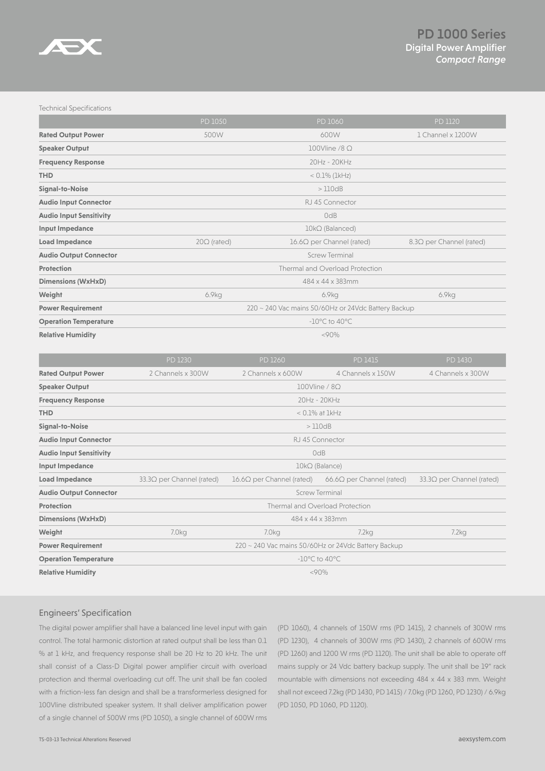# PD 1000 Series

## Digital Power Amplifier

### *Compact Range*

Technical Specifications

| | PD 1050 | PD 1060 | PD 1120 |
|---|---|---|---|
| **Rated Output Power** | 500W | 600W | 1 Channel x 1200W |
| **Speaker Output** | 100Vline /8 Ω | | |
| **Frequency Response** | 20Hz - 20KHz | | |
| **THD** | < 0.1% (1kHz) | | |
| **Signal-to-Noise** | > 110dB | | |
| **Audio Input Connector** | RJ 45 Connector | | |
| **Audio Input Sensitivity** | 0dB | | |
| **Input Impedance** | 10kΩ (Balanced) | | |
| **Load Impedance** | 20Ω (rated) | 16.6Ω per Channel (rated) | 8.3Ω per Channel (rated) |
| **Audio Output Connector** | Screw Terminal | | |
| **Protection** | Thermal and Overload Protection | | |
| **Dimensions (WxHxD)** | 484 x 44 x 383mm | | |
| **Weight** | 6.9kg | 6.9kg | 6.9kg |
| **Power Requirement** | 220 ~ 240 Vac mains 50/60Hz or 24Vdc Battery Backup | | |
| **Operation Temperature** | -10°C to 40°C | | |
| **Relative Humidity** | <90% | | |

| | PD 1230 | PD 1260 | PD 1415 | PD 1430 |
|---|---|---|---|---|
| **Rated Output Power** | 2 Channels x 300W | 2 Channels x 600W | 4 Channels x 150W | 4 Channels x 300W |
| **Speaker Output** | 100Vline / 8Ω | | | |
| **Frequency Response** | 20Hz - 20KHz | | | |
| **THD** | < 0.1% at 1kHz | | | |
| **Signal-to-Noise** | > 110dB | | | |
| **Audio Input Connector** | RJ 45 Connector | | | |
| **Audio Input Sensitivity** | 0dB | | | |
| **Input Impedance** | 10kΩ (Balance) | | | |
| **Load Impedance** | 33.3Ω per Channel (rated) | 16.6Ω per Channel (rated) | 66.6Ω per Channel (rated) | 33.3Ω per Channel (rated) |
| **Audio Output Connector** | Screw Terminal | | | |
| **Protection** | Thermal and Overload Protection | | | |
| **Dimensions (WxHxD)** | 484 x 44 x 383mm | | | |
| **Weight** | 7.0kg | 7.0kg | 7.2kg | 7.2kg |
| **Power Requirement** | 220 ~ 240 Vac mains 50/60Hz or 24Vdc Battery Backup | | | |
| **Operation Temperature** | -10°C to 40°C | | | |
| **Relative Humidity** | <90% | | | |

## Engineers' Specification

The digital power amplifier shall have a balanced line level input with gain control. The total harmonic distortion at rated output shall be less than 0.1 % at 1 kHz, and frequency response shall be 20 Hz to 20 kHz. The unit shall consist of a Class-D Digital power amplifier circuit with overload protection and thermal overloading cut off. The unit shall be fan cooled with a friction-less fan design and shall be a transformerless designed for 100Vline distributed speaker system. It shall deliver amplification power of a single channel of 500W rms (PD 1050), a single channel of 600W rms (PD 1060), 4 channels of 150W rms (PD 1415), 2 channels of 300W rms (PD 1230), 4 channels of 300W rms (PD 1430), 2 channels of 600W rms (PD 1260) and 1200 W rms (PD 1120). The unit shall be able to operate off mains supply or 24 Vdc battery backup supply. The unit shall be 19" rack mountable with dimensions not exceeding 484 x 44 x 383 mm. Weight shall not exceed 7.2kg (PD 1430, PD 1415) / 7.0kg (PD 1260, PD 1230) / 6.9kg (PD 1050, PD 1060, PD 1120).

TS-03-13 Technical Alterations Reserved

aexsystem.com